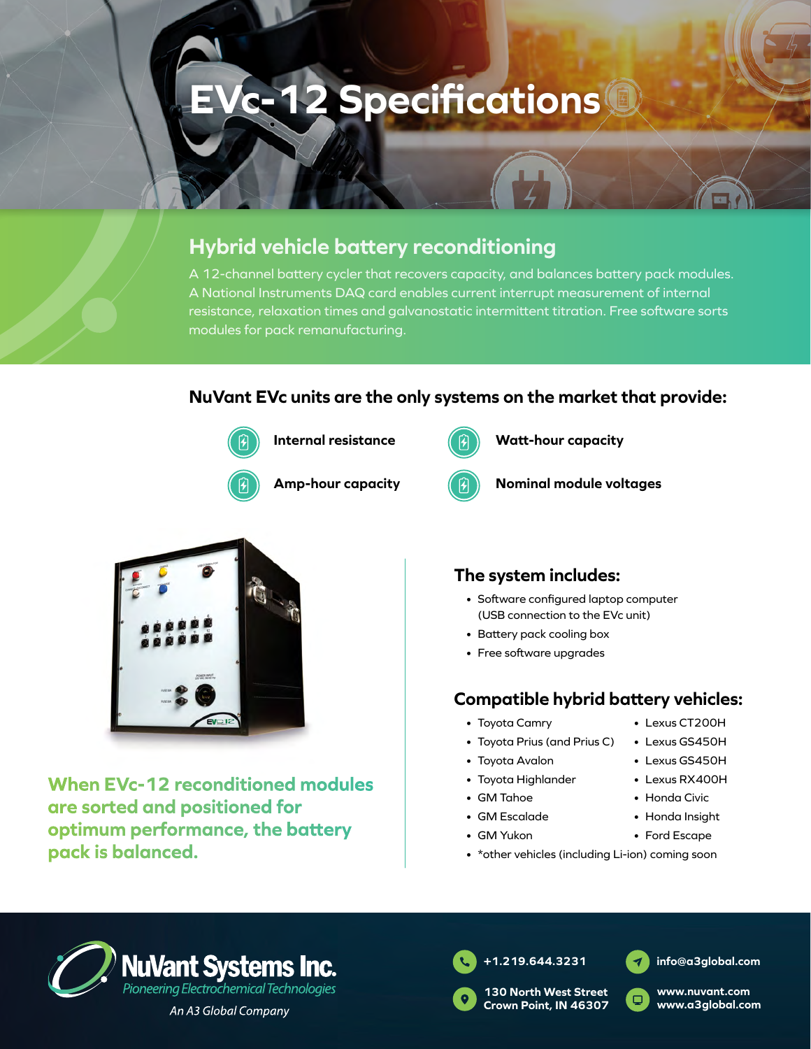# EVc-12 Specifications

## Hybrid vehicle battery reconditioning

A 12-channel battery cycler that recovers capacity, and balances battery pack modules. A National Instruments DAQ card enables current interrupt measurement of internal resistance, relaxation times and galvanostatic intermittent titration. Free software sorts modules for pack remanufacturing.

### NuVant EVc units are the only systems on the market that provide:

- **Internal resistance**
- **Watt-hour capacity**
- **Amp-hour capacity**
- **Nominal module voltages**

**When EVc-12 reconditioned modules are sorted and positioned for optimum performance, the battery pack is balanced.**

### The system includes:

- Software configured laptop computer (USB connection to the EVc unit)
- Battery pack cooling box
- Free software upgrades

### Compatible hybrid battery vehicles:

- Toyota Camry
- Toyota Prius (and Prius C)
- Toyota Avalon
- Toyota Highlander
- GM Tahoe
- GM Escalade
- GM Yukon
- Lexus CT200H
- Lexus GS450H
- Lexus GS450H
- Lexus RX400H
- Honda Civic
- Honda Insight
- Ford Escape
- *other vehicles (including Li-ion) coming soon

**NuVant Systems Inc.**
*Pioneering Electrochemical Technologies*
*An A3 Global Company*

+1.219.644.3231
info@a3global.com
130 North West Street
Crown Point, IN 46307
www.nuvant.com
www.a3global.com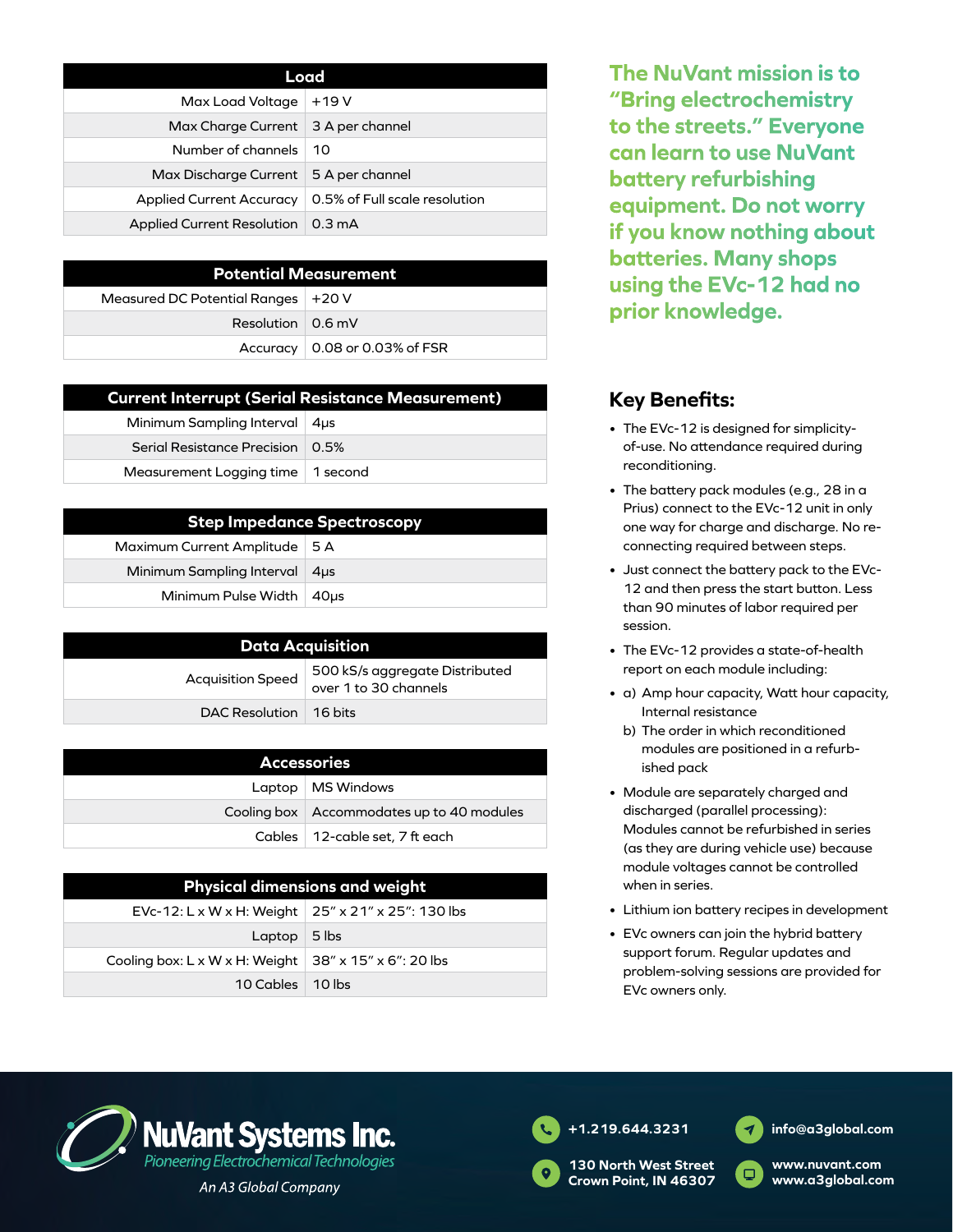| Load | |
|---|---|
| Max Load Voltage | +19 V |
| Max Charge Current | 3 A per channel |
| Number of channels | 10 |
| Max Discharge Current | 5 A per channel |
| Applied Current Accuracy | 0.5% of Full scale resolution |
| Applied Current Resolution | 0.3 mA |

| Potential Measurement | |
|---|---|
| Measured DC Potential Ranges | +20 V |
| Resolution | 0.6 mV |
| Accuracy | 0.08 or 0.03% of FSR |

| Current Interrupt (Serial Resistance Measurement) | |
|---|---|
| Minimum Sampling Interval | 4µs |
| Serial Resistance Precision | 0.5% |
| Measurement Logging time | 1 second |

| Step Impedance Spectroscopy | |
|---|---|
| Maximum Current Amplitude | 5 A |
| Minimum Sampling Interval | 4µs |
| Minimum Pulse Width | 40µs |

| Data Acquisition | |
|---|---|
| Acquisition Speed | 500 kS/s aggregate Distributed over 1 to 30 channels |
| DAC Resolution | 16 bits |

| Accessories | |
|---|---|
| Laptop | MS Windows |
| Cooling box | Accommodates up to 40 modules |
| Cables | 12-cable set, 7 ft each |

| Physical dimensions and weight | |
|---|---|
| EVc-12: L x W x H: Weight | 25″ x 21″ x 25″: 130 lbs |
| Laptop | 5 lbs |
| Cooling box: L x W x H: Weight | 38″ x 15″ x 6″: 20 lbs |
| 10 Cables | 10 lbs |

**The NuVant mission is to "Bring electrochemistry to the streets." Everyone can learn to use NuVant battery refurbishing equipment. Do not worry if you know nothing about batteries. Many shops using the EVc-12 had no prior knowledge.**

## Key Benefits:

- The EVc-12 is designed for simplicity-of-use. No attendance required during reconditioning.
- The battery pack modules (e.g., 28 in a Prius) connect to the EVc-12 unit in only one way for charge and discharge. No re-connecting required between steps.
- Just connect the battery pack to the EVc-12 and then press the start button. Less than 90 minutes of labor required per session.
- The EVc-12 provides a state-of-health report on each module including:
- a) Amp hour capacity, Watt hour capacity, Internal resistance
  b) The order in which reconditioned modules are positioned in a refurbished pack
- Module are separately charged and discharged (parallel processing): Modules cannot be refurbished in series (as they are during vehicle use) because module voltages cannot be controlled when in series.
- Lithium ion battery recipes in development
- EVc owners can join the hybrid battery support forum. Regular updates and problem-solving sessions are provided for EVc owners only.

**NuVant Systems Inc.**
*Pioneering Electrochemical Technologies*
*An A3 Global Company*

+1.219.644.3231
info@a3global.com
130 North West Street
Crown Point, IN 46307
www.nuvant.com
www.a3global.com